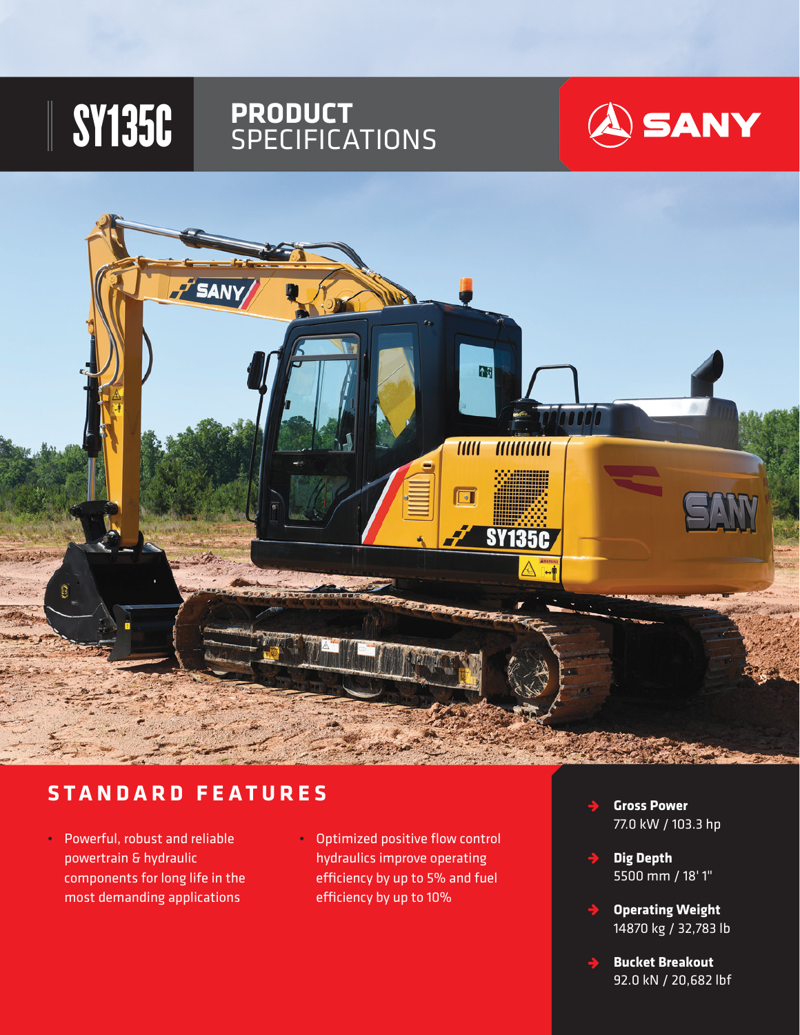# SY135C PRODUCT SPECIFICATIONS

SANY

## STANDARD FEATURES

- Powerful, robust and reliable powertrain & hydraulic components for long life in the most demanding applications
- Optimized positive flow control hydraulics improve operating efficiency by up to 5% and fuel efficiency by up to 10%

- **Gross Power**
  77.0 kW / 103.3 hp
- **Dig Depth**
  5500 mm / 18' 1"
- **Operating Weight**
  14870 kg / 32,783 lb
- **Bucket Breakout**
  92.0 kN / 20,682 lbf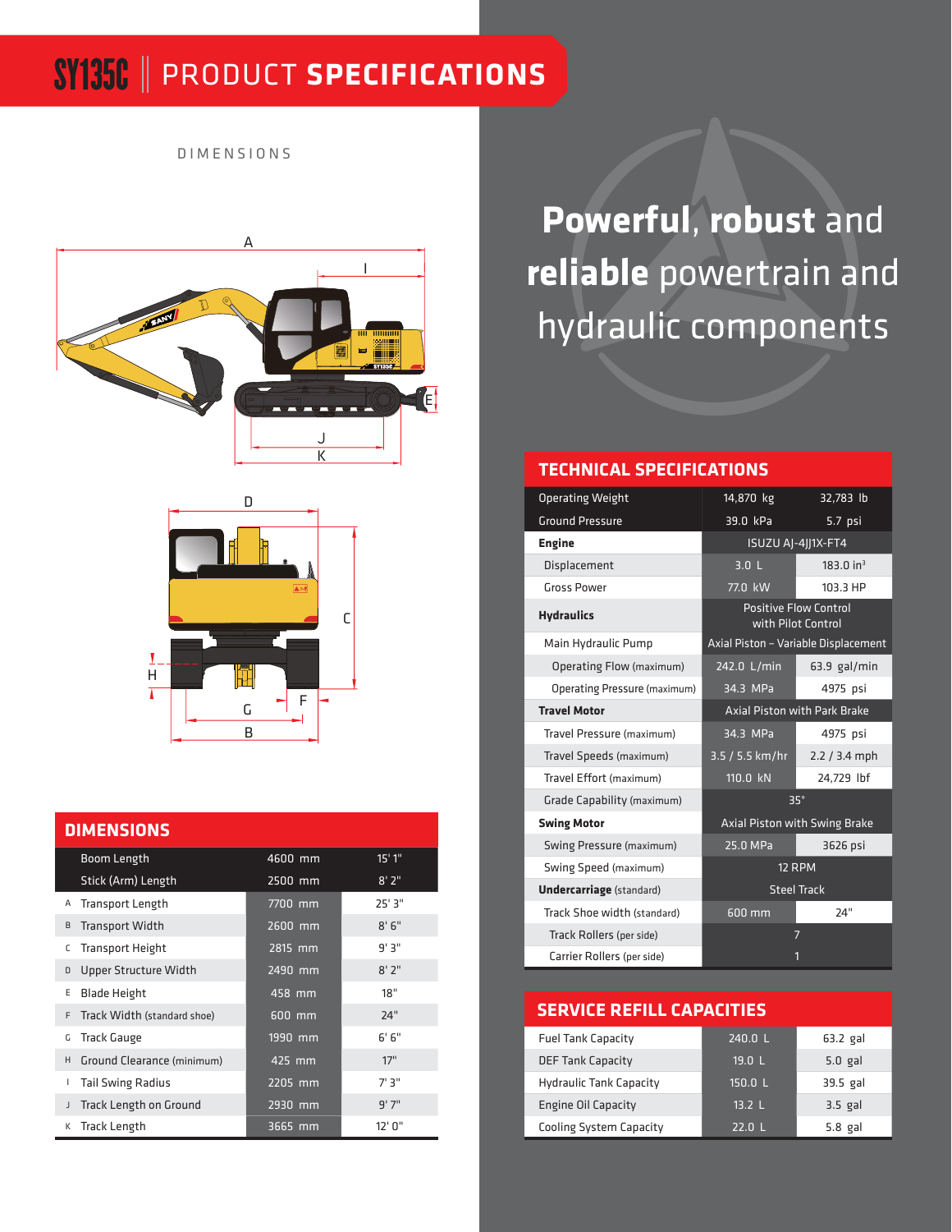# SY135C | PRODUCT SPECIFICATIONS

DIMENSIONS

# Powerful, robust and reliable powertrain and hydraulic components

## DIMENSIONS

| | | | |
|---|---|---|---|
| | Boom Length | 4600 mm | 15' 1" |
| | Stick (Arm) Length | 2500 mm | 8' 2" |
| A | Transport Length | 7700 mm | 25' 3" |
| B | Transport Width | 2600 mm | 8' 6" |
| C | Transport Height | 2815 mm | 9' 3" |
| D | Upper Structure Width | 2490 mm | 8' 2" |
| E | Blade Height | 458 mm | 18" |
| F | Track Width (standard shoe) | 600 mm | 24" |
| G | Track Gauge | 1990 mm | 6' 6" |
| H | Ground Clearance (minimum) | 425 mm | 17" |
| I | Tail Swing Radius | 2205 mm | 7' 3" |
| J | Track Length on Ground | 2930 mm | 9' 7" |
| K | Track Length | 3665 mm | 12' 0" |

## TECHNICAL SPECIFICATIONS

| | | |
|---|---|---|
| Operating Weight | 14,870 kg | 32,783 lb |
| Ground Pressure | 39.0 kPa | 5.7 psi |
| **Engine** | ISUZU AJ-4JJ1X-FT4 | |
| Displacement | 3.0 L | 183.0 in³ |
| Gross Power | 77.0 kW | 103.3 HP |
| **Hydraulics** | Positive Flow Control with Pilot Control | |
| Main Hydraulic Pump | Axial Piston – Variable Displacement | |
| Operating Flow (maximum) | 242.0 L/min | 63.9 gal/min |
| Operating Pressure (maximum) | 34.3 MPa | 4975 psi |
| **Travel Motor** | Axial Piston with Park Brake | |
| Travel Pressure (maximum) | 34.3 MPa | 4975 psi |
| Travel Speeds (maximum) | 3.5 / 5.5 km/hr | 2.2 / 3.4 mph |
| Travel Effort (maximum) | 110.0 kN | 24,729 lbf |
| Grade Capability (maximum) | 35° | |
| **Swing Motor** | Axial Piston with Swing Brake | |
| Swing Pressure (maximum) | 25.0 MPa | 3626 psi |
| Swing Speed (maximum) | 12 RPM | |
| **Undercarriage** (standard) | Steel Track | |
| Track Shoe width (standard) | 600 mm | 24" |
| Track Rollers (per side) | 7 | |
| Carrier Rollers (per side) | 1 | |

## SERVICE REFILL CAPACITIES

| | | |
|---|---|---|
| Fuel Tank Capacity | 240.0 L | 63.2 gal |
| DEF Tank Capacity | 19.0 L | 5.0 gal |
| Hydraulic Tank Capacity | 150.0 L | 39.5 gal |
| Engine Oil Capacity | 13.2 L | 3.5 gal |
| Cooling System Capacity | 22.0 L | 5.8 gal |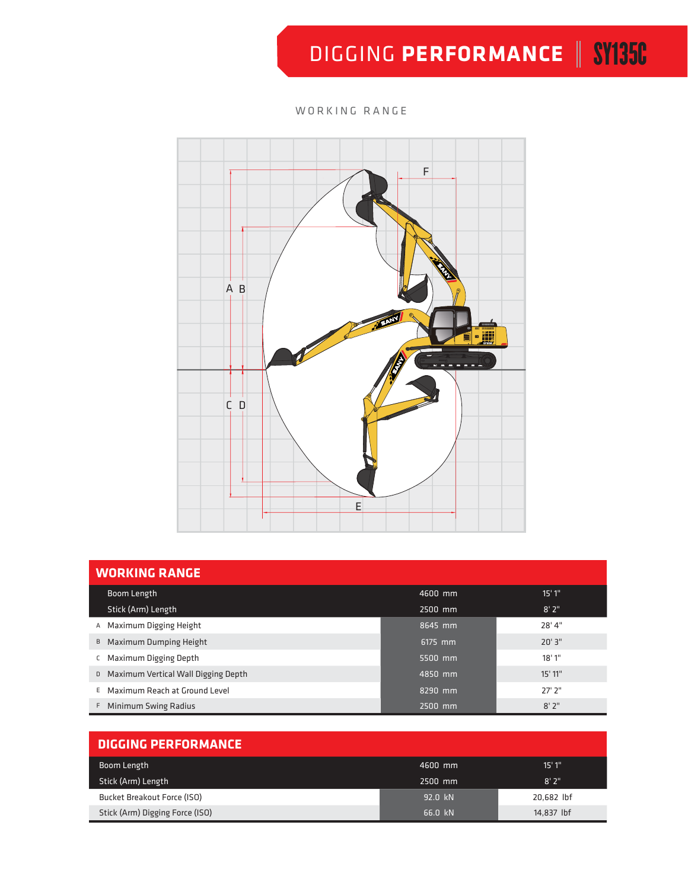# DIGGING PERFORMANCE | SY135C

WORKING RANGE

## WORKING RANGE

| | | | |
|---|---|---|---|
| | Boom Length | 4600 mm | 15' 1" |
| | Stick (Arm) Length | 2500 mm | 8' 2" |
| A | Maximum Digging Height | 8645 mm | 28' 4" |
| B | Maximum Dumping Height | 6175 mm | 20' 3" |
| C | Maximum Digging Depth | 5500 mm | 18' 1" |
| D | Maximum Vertical Wall Digging Depth | 4850 mm | 15' 11" |
| E | Maximum Reach at Ground Level | 8290 mm | 27' 2" |
| F | Minimum Swing Radius | 2500 mm | 8' 2" |

## DIGGING PERFORMANCE

| | | |
|---|---|---|
| Boom Length | 4600 mm | 15' 1" |
| Stick (Arm) Length | 2500 mm | 8' 2" |
| Bucket Breakout Force (ISO) | 92.0 kN | 20,682 lbf |
| Stick (Arm) Digging Force (ISO) | 66.0 kN | 14,837 lbf |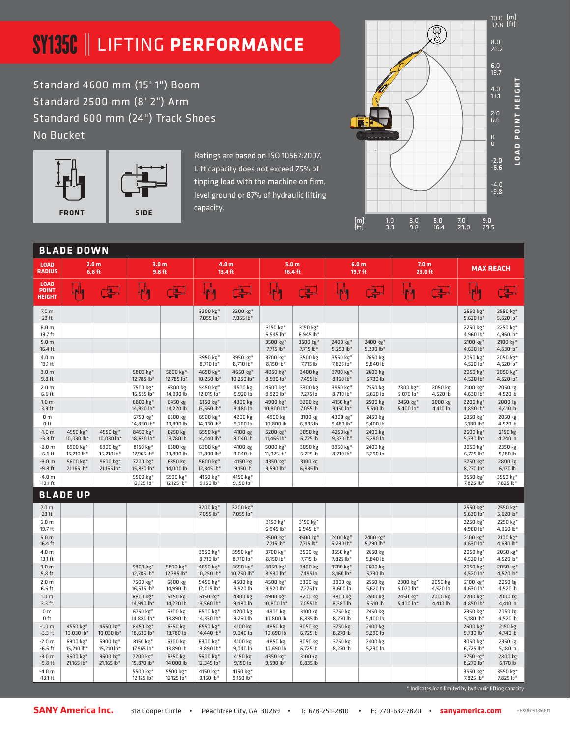# SY135C | LIFTING PERFORMANCE

Standard 4600 mm (15' 1") Boom
Standard 2500 mm (8' 2") Arm
Standard 600 mm (24") Track Shoes
No Bucket

FRONT

SIDE

Ratings are based on ISO 10567:2007. Lift capacity does not exceed 75% of tipping load with the machine on firm, level ground or 87% of hydraulic lifting capacity.

LOAD POINT HEIGHT

10.0 [m] 32.8 [ft]
8.0 26.2
6.0 19.7
4.0 13.1
2.0 6.6
0 0
-2.0 -6.6
-4.0 -9.8

[m] [ft]
1.0 3.3
3.0 9.8
5.0 16.4
7.0 23.0
9.0 29.5

## BLADE DOWN

| LOAD RADIUS | 2.0 m 6.6 ft | | 3.0 m 9.8 ft | | 4.0 m 13.4 ft | | 5.0 m 16.4 ft | | 6.0 m 19.7 ft | | 7.0 m 23.0 ft | | MAX REACH | |
|---|---|---|---|---|---|---|---|---|---|---|---|---|---|---|
| LOAD POINT HEIGHT | Front | Side | Front | Side | Front | Side | Front | Side | Front | Side | Front | Side | Front | Side |
| 7.0 m 23 ft | | | | | 3200 kg* 7,055 lb* | 3200 kg* 7,055 lb* | | | | | | | 2550 kg* 5,620 lb* | 2550 kg* 5,620 lb* |
| 6.0 m 19.7 ft | | | | | | | 3150 kg* 6,945 lb* | 3150 kg* 6,945 lb* | | | | | 2250 kg* 4,960 lb* | 2250 kg* 4,960 lb* |
| 5.0 m 16.4 ft | | | | | | | 3500 kg* 7,715 lb* | 3500 kg* 7,715 lb* | 2400 kg* 5,290 lb* | 2400 kg* 5,290 lb* | | | 2100 kg* 4,630 lb* | 2100 kg* 4,630 lb* |
| 4.0 m 13.1 ft | | | | | 3950 kg* 8,710 lb* | 3950 kg* 8,710 lb* | 3700 kg* 8,150 lb* | 3500 kg 7,715 lb | 3550 kg* 7,825 lb* | 2650 kg 5,840 lb | | | 2050 kg* 4,520 lb* | 2050 kg* 4,520 lb* |
| 3.0 m 9.8 ft | | | 5800 kg* 12,785 lb* | 5800 kg* 12,785 lb* | 4650 kg* 10,250 lb* | 4650 kg* 10,250 lb* | 4050 kg* 8,930 lb* | 3400 kg 7,495 lb | 3700 kg* 8,160 lb* | 2600 kg 5,730 lb | | | 2050 kg* 4,520 lb* | 2050 kg* 4,520 lb* |
| 2.0 m 6.6 ft | | | 7500 kg* 16,535 lb* | 6800 kg 14,990 lb | 5450 kg* 12,015 lb* | 4500 kg 9,920 lb | 4500 kg* 9,920 lb* | 3300 kg 7,275 lb | 3950 kg* 8,710 lb* | 2550 kg 5,620 lb | 2300 kg* 5,070 lb* | 2050 kg 4,520 lb | 2100 kg* 4,630 lb* | 2050 kg 4,520 lb |
| 1.0 m 3.3 ft | | | 6800 kg* 14,990 lb* | 6450 kg 14,220 lb | 6150 kg* 13,560 lb* | 4300 kg 9,480 lb | 4900 kg* 10,800 lb* | 3200 kg 7,055 lb | 4150 kg* 9,150 lb* | 2500 kg 5,510 lb | 2450 kg* 5,400 lb* | 2000 kg 4,410 lb | 2200 kg* 4,850 lb* | 2000 kg 4,410 lb |
| 0 m 0 ft | | | 6750 kg* 14,880 lb* | 6300 kg 13,890 lb | 6500 kg* 14,330 lb* | 4200 kg 9,260 lb | 4900 kg 10,800 lb | 3100 kg 6,835 lb | 4300 kg* 9,480 lb* | 2450 kg 5,400 lb | | | 2350 kg* 5,180 lb* | 2050 kg 4,520 lb |
| -1.0 m -3.3 ft | 4550 kg* 10,030 lb* | 4550 kg* 10,030 lb* | 8450 kg* 18,630 lb* | 6250 kg 13,780 lb | 6550 kg* 14,440 lb* | 4100 kg 9,040 lb | 5200 kg* 11,465 lb* | 3050 kg 6,725 lb | 4250 kg* 9,370 lb* | 2400 kg 5,290 lb | | | 2600 kg* 5,730 lb* | 2150 kg 4,740 lb |
| -2.0 m -6.6 ft | 6900 kg* 15,210 lb* | 6900 kg* 15,210 lb* | 8150 kg* 17,965 lb* | 6300 kg 13,890 lb | 6300 kg* 13,890 lb* | 4100 kg 9,040 lb | 5000 kg* 11,025 lb* | 3050 kg 6,725 lb | 3950 kg* 8,710 lb* | 2400 kg 5,290 lb | | | 3050 kg* 6,725 lb* | 2350 kg 5,180 lb |
| -3.0 m -9.8 ft | 9600 kg* 21,165 lb* | 9600 kg* 21,165 lb* | 7200 kg* 15,870 lb* | 6350 kg 14,000 lb | 5600 kg* 12,345 lb* | 4150 kg 9,150 lb | 4350 kg* 9,590 lb* | 3100 kg 6,835 lb | | | | | 3750 kg* 8,270 lb* | 2800 kg 6,170 lb |
| -4.0 m -13.1 ft | | | 5500 kg* 12,125 lb* | 5500 kg* 12,125 lb* | 4150 kg* 9,150 lb* | 4150 kg* 9,150 lb* | | | | | | | 3550 kg* 7,825 lb* | 3550 kg* 7,825 lb* |

## BLADE UP

| LOAD RADIUS | 2.0 m 6.6 ft | | 3.0 m 9.8 ft | | 4.0 m 13.4 ft | | 5.0 m 16.4 ft | | 6.0 m 19.7 ft | | 7.0 m 23.0 ft | | MAX REACH | |
|---|---|---|---|---|---|---|---|---|---|---|---|---|---|---|
| LOAD POINT HEIGHT | Front | Side | Front | Side | Front | Side | Front | Side | Front | Side | Front | Side | Front | Side |
| 7.0 m 23 ft | | | | | 3200 kg* 7,055 lb* | 3200 kg* 7,055 lb* | | | | | | | 2550 kg* 5,620 lb* | 2550 kg* 5,620 lb* |
| 6.0 m 19.7 ft | | | | | | | 3150 kg* 6,945 lb* | 3150 kg* 6,945 lb* | | | | | 2250 kg* 4,960 lb* | 2250 kg* 4,960 lb* |
| 5.0 m 16.4 ft | | | | | | | 3500 kg* 7,715 lb* | 3500 kg* 7,715 lb* | 2400 kg* 5,290 lb* | 2400 kg* 5,290 lb* | | | 2100 kg* 4,630 lb* | 2100 kg* 4,630 lb* |
| 4.0 m 13.1 ft | | | | | 3950 kg* 8,710 lb* | 3950 kg* 8,710 lb* | 3700 kg* 8,150 lb* | 3500 kg 7,715 lb | 3550 kg* 7,825 lb* | 2650 kg 5,840 lb | | | 2050 kg* 4,520 lb* | 2050 kg* 4,520 lb* |
| 3.0 m 9.8 ft | | | 5800 kg* 12,785 lb* | 5800 kg* 12,785 lb* | 4650 kg* 10,250 lb* | 4650 kg* 10,250 lb* | 4050 kg* 8,930 lb* | 3400 kg 7,495 lb | 3700 kg* 8,160 lb* | 2600 kg 5,730 lb | | | 2050 kg* 4,520 lb* | 2050 kg* 4,520 lb* |
| 2.0 m 6.6 ft | | | 7500 kg* 16,535 lb* | 6800 kg 14,990 lb | 5450 kg* 12,015 lb* | 4500 kg 9,920 lb | 4500 kg* 9,920 lb* | 3300 kg 7,275 lb | 3900 kg 8,600 lb | 2550 kg 5,620 lb | 2300 kg* 5,070 lb* | 2050 kg 4,520 lb | 2100 kg* 4,630 lb* | 2050 kg 4,520 lb |
| 1.0 m 3.3 ft | | | 6800 kg* 14,990 lb* | 6450 kg 14,220 lb | 6150 kg* 13,560 lb* | 4300 kg 9,480 lb | 4900 kg* 10,800 lb* | 3200 kg 7,055 lb | 3800 kg 8,380 lb | 2500 kg 5,510 lb | 2450 kg* 5,400 lb* | 2000 kg 4,410 lb | 2200 kg* 4,850 lb* | 2000 kg 4,410 lb |
| 0 m 0 ft | | | 6750 kg* 14,880 lb* | 6300 kg 13,890 lb | 6500 kg* 14,330 lb* | 4200 kg 9,260 lb | 4900 kg 10,800 lb | 3100 kg 6,835 lb | 3750 kg 8,270 lb | 2450 kg 5,400 lb | | | 2350 kg* 5,180 lb* | 2050 kg 4,520 lb |
| -1.0 m -3.3 ft | 4550 kg* 10,030 lb* | 4550 kg* 10,030 lb* | 8450 kg* 18,630 lb* | 6250 kg 13,780 lb | 6550 kg* 14,440 lb* | 4100 kg 9,040 lb | 4850 kg 10,690 lb | 3050 kg 6,725 lb | 3750 kg 8,270 lb | 2400 kg 5,290 lb | | | 2600 kg* 5,730 lb* | 2150 kg 4,740 lb |
| -2.0 m -6.6 ft | 6900 kg* 15,210 lb* | 6900 kg* 15,210 lb* | 8150 kg* 17,965 lb* | 6300 kg 13,890 lb | 6300 kg* 13,890 lb* | 4100 kg 9,040 lb | 4850 kg 10,690 lb | 3050 kg 6,725 lb | 3750 kg 8,270 lb | 2400 kg 5,290 lb | | | 3050 kg* 6,725 lb* | 2350 kg 5,180 lb |
| -3.0 m -9.8 ft | 9600 kg* 21,165 lb* | 9600 kg* 21,165 lb* | 7200 kg* 15,870 lb* | 6350 kg 14,000 lb | 5600 kg* 12,345 lb* | 4150 kg 9,150 lb | 4350 kg* 9,590 lb* | 3100 kg 6,835 lb | | | | | 3750 kg* 8,270 lb* | 2800 kg 6,170 lb |
| -4.0 m -13.1 ft | | | 5500 kg* 12,125 lb* | 5500 kg* 12,125 lb* | 4150 kg* 9,150 lb* | 4150 kg* 9,150 lb* | | | | | | | 3550 kg* 7,825 lb* | 3550 kg* 7,825 lb* |

* Indicates load limited by hydraulic lifting capacity

**SANY America Inc.** 318 Cooper Circle • Peachtree City, GA 30269 • T: 678-251-2810 • F: 770-632-7820 • **sanyamerica.com**

HEX0619135001